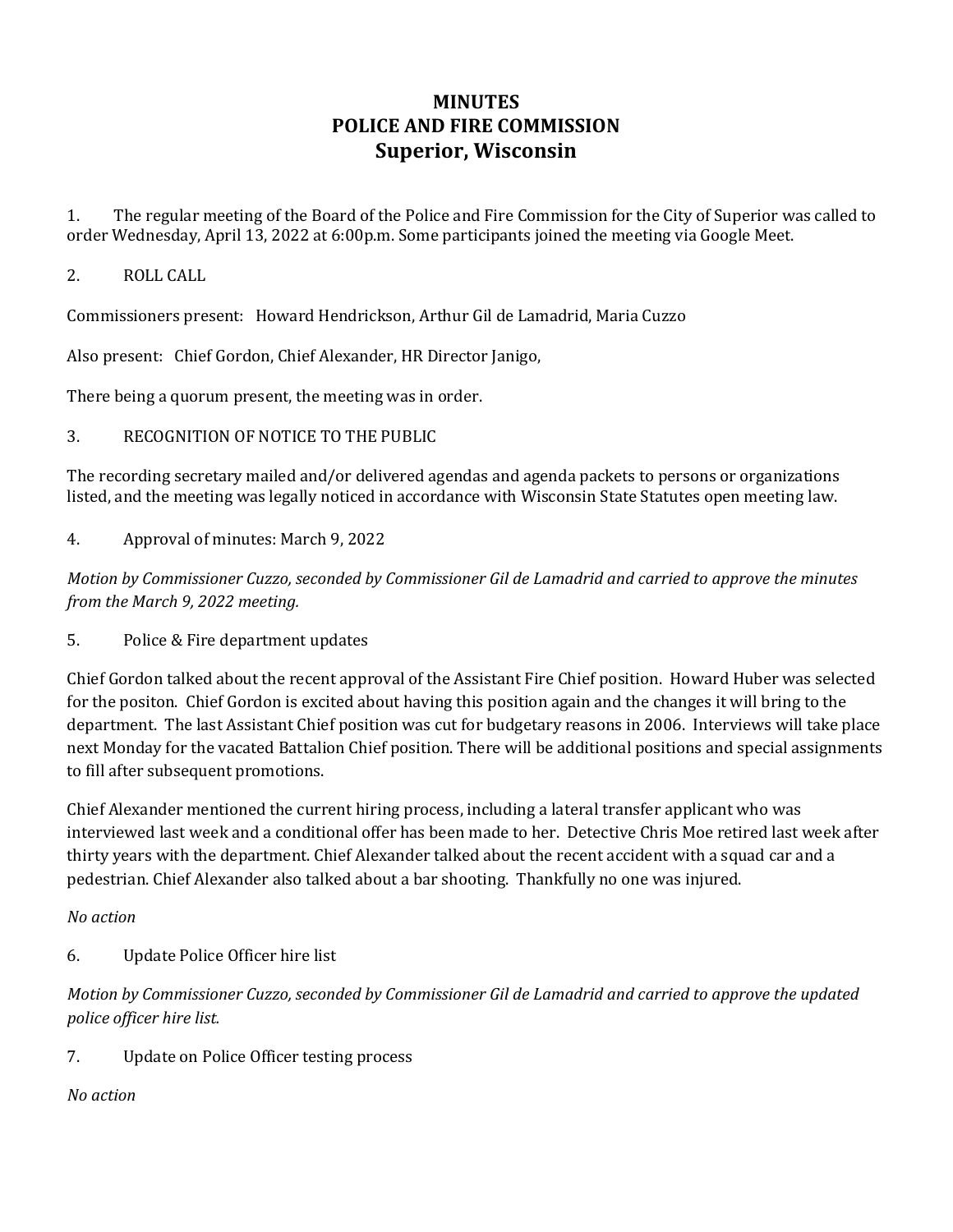# MINUTES
# POLICE AND FIRE COMMISSION
# Superior, Wisconsin

1. The regular meeting of the Board of the Police and Fire Commission for the City of Superior was called to order Wednesday, April 13, 2022 at 6:00p.m. Some participants joined the meeting via Google Meet.

2. ROLL CALL

Commissioners present: Howard Hendrickson, Arthur Gil de Lamadrid, Maria Cuzzo

Also present: Chief Gordon, Chief Alexander, HR Director Janigo,

There being a quorum present, the meeting was in order.

3. RECOGNITION OF NOTICE TO THE PUBLIC

The recording secretary mailed and/or delivered agendas and agenda packets to persons or organizations listed, and the meeting was legally noticed in accordance with Wisconsin State Statutes open meeting law.

4. Approval of minutes: March 9, 2022

*Motion by Commissioner Cuzzo, seconded by Commissioner Gil de Lamadrid and carried to approve the minutes from the March 9, 2022 meeting.*

5. Police & Fire department updates

Chief Gordon talked about the recent approval of the Assistant Fire Chief position. Howard Huber was selected for the positon. Chief Gordon is excited about having this position again and the changes it will bring to the department. The last Assistant Chief position was cut for budgetary reasons in 2006. Interviews will take place next Monday for the vacated Battalion Chief position. There will be additional positions and special assignments to fill after subsequent promotions.

Chief Alexander mentioned the current hiring process, including a lateral transfer applicant who was interviewed last week and a conditional offer has been made to her. Detective Chris Moe retired last week after thirty years with the department. Chief Alexander talked about the recent accident with a squad car and a pedestrian. Chief Alexander also talked about a bar shooting. Thankfully no one was injured.

*No action*

6. Update Police Officer hire list

*Motion by Commissioner Cuzzo, seconded by Commissioner Gil de Lamadrid and carried to approve the updated police officer hire list.*

7. Update on Police Officer testing process

*No action*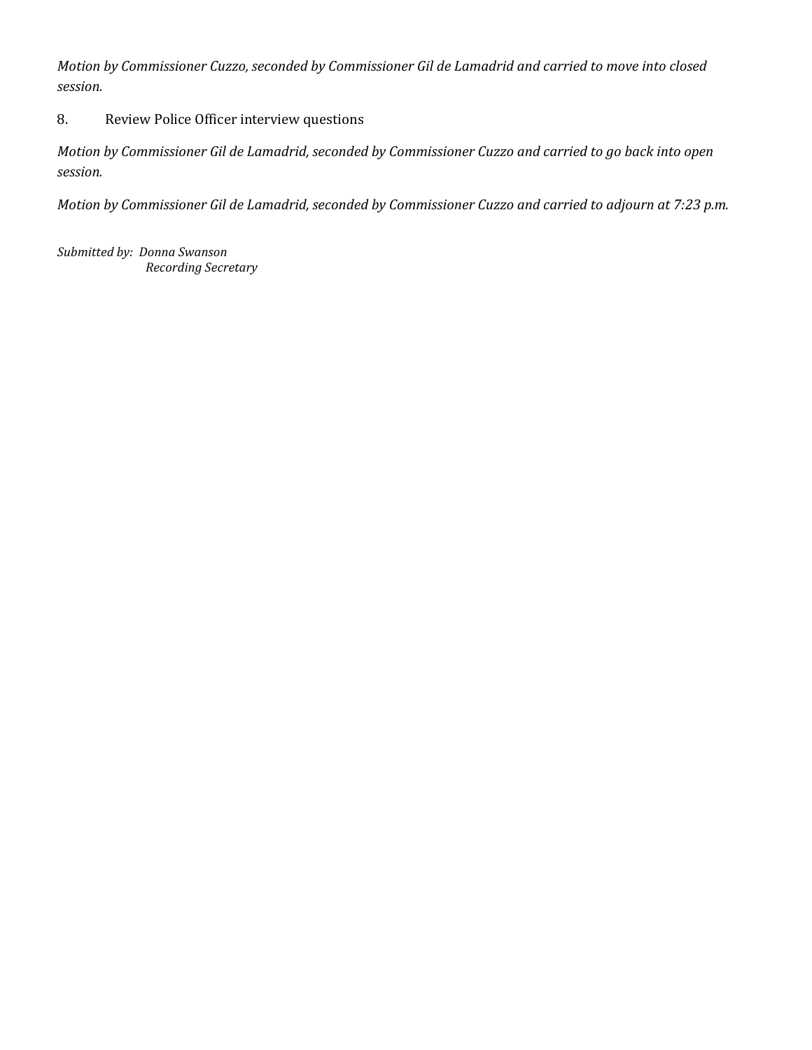*Motion by Commissioner Cuzzo, seconded by Commissioner Gil de Lamadrid and carried to move into closed session.*

8. Review Police Officer interview questions

*Motion by Commissioner Gil de Lamadrid, seconded by Commissioner Cuzzo and carried to go back into open session.*

*Motion by Commissioner Gil de Lamadrid, seconded by Commissioner Cuzzo and carried to adjourn at 7:23 p.m.*

*Submitted by: Donna Swanson*
*Recording Secretary*